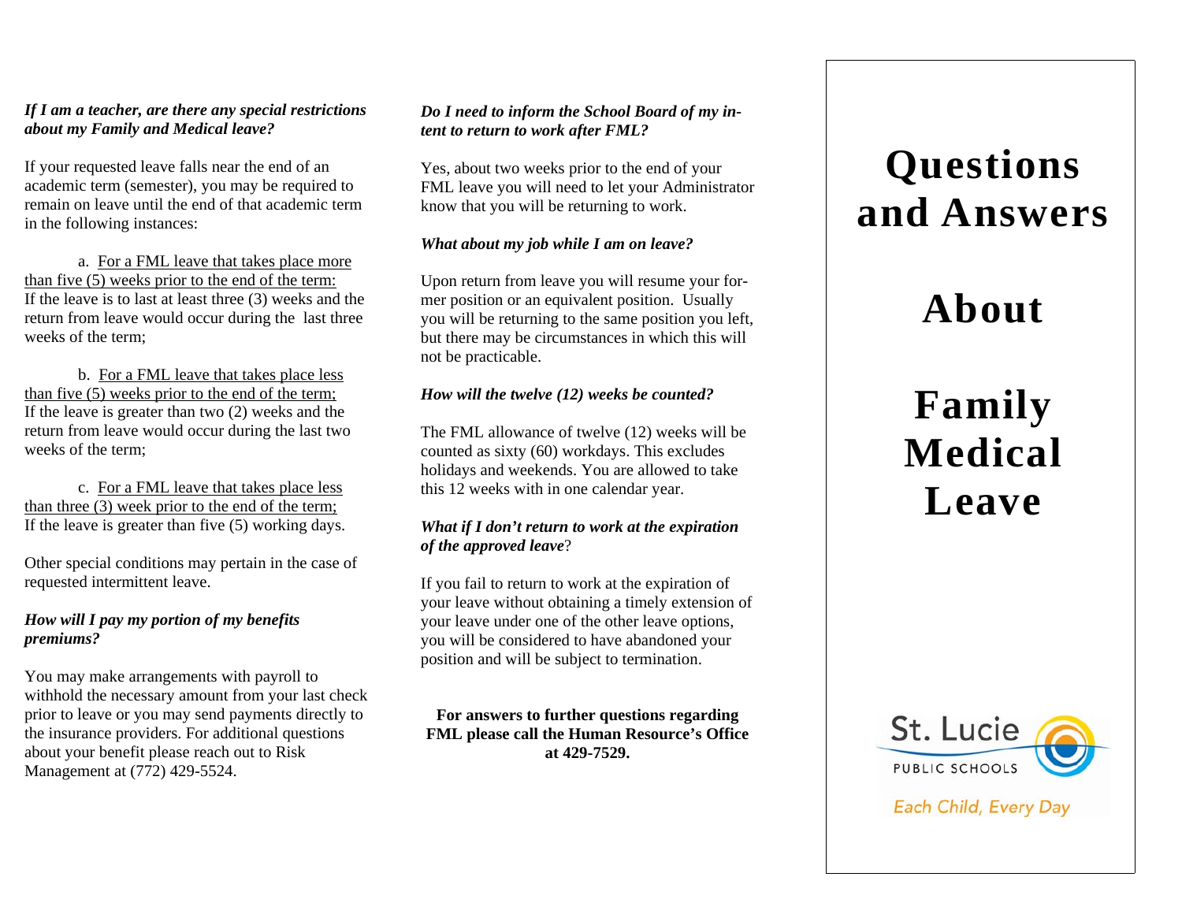***If I am a teacher, are there any special restrictions about my Family and Medical leave?***

If your requested leave falls near the end of an academic term (semester), you may be required to remain on leave until the end of that academic term in the following instances:

a. <u>For a FML leave that takes place more than five (5) weeks prior to the end of the term:</u> If the leave is to last at least three (3) weeks and the return from leave would occur during the last three weeks of the term;

b. <u>For a FML leave that takes place less than five (5) weeks prior to the end of the term;</u> If the leave is greater than two (2) weeks and the return from leave would occur during the last two weeks of the term;

c. <u>For a FML leave that takes place less than three (3) week prior to the end of the term;</u> If the leave is greater than five (5) working days.

Other special conditions may pertain in the case of requested intermittent leave.

***How will I pay my portion of my benefits premiums?***

You may make arrangements with payroll to withhold the necessary amount from your last check prior to leave or you may send payments directly to the insurance providers. For additional questions about your benefit please reach out to Risk Management at (772) 429-5524.

***Do I need to inform the School Board of my intent to return to work after FML?***

Yes, about two weeks prior to the end of your FML leave you will need to let your Administrator know that you will be returning to work.

***What about my job while I am on leave?***

Upon return from leave you will resume your former position or an equivalent position. Usually you will be returning to the same position you left, but there may be circumstances in which this will not be practicable.

***How will the twelve (12) weeks be counted?***

The FML allowance of twelve (12) weeks will be counted as sixty (60) workdays. This excludes holidays and weekends. You are allowed to take this 12 weeks with in one calendar year.

***What if I don't return to work at the expiration of the approved leave*?**

If you fail to return to work at the expiration of your leave without obtaining a timely extension of your leave under one of the other leave options, you will be considered to have abandoned your position and will be subject to termination.

**For answers to further questions regarding FML please call the Human Resource's Office at 429-7529.**

# Questions and Answers

# About

# Family Medical Leave

St. Lucie PUBLIC SCHOOLS

*Each Child, Every Day*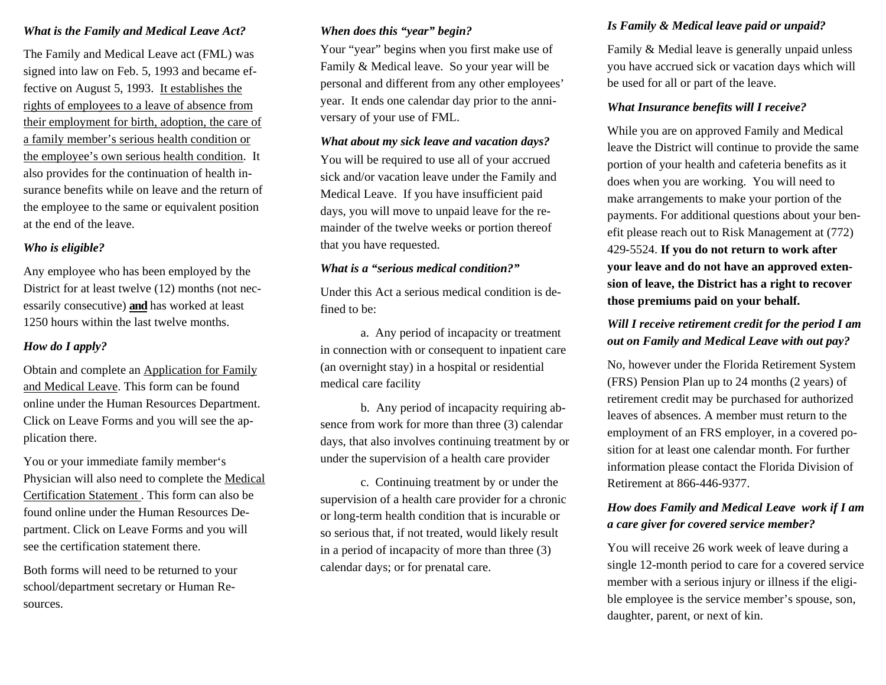### *What is the Family and Medical Leave Act?*

The Family and Medical Leave act (FML) was signed into law on Feb. 5, 1993 and became effective on August 5, 1993. It establishes the rights of employees to a leave of absence from their employment for birth, adoption, the care of a family member's serious health condition or the employee's own serious health condition. It also provides for the continuation of health insurance benefits while on leave and the return of the employee to the same or equivalent position at the end of the leave.

### *Who is eligible?*

Any employee who has been employed by the District for at least twelve (12) months (not necessarily consecutive) **and** has worked at least 1250 hours within the last twelve months.

### *How do I apply?*

Obtain and complete an Application for Family and Medical Leave. This form can be found online under the Human Resources Department. Click on Leave Forms and you will see the application there.

You or your immediate family member's Physician will also need to complete the Medical Certification Statement . This form can also be found online under the Human Resources Department. Click on Leave Forms and you will see the certification statement there.

Both forms will need to be returned to your school/department secretary or Human Resources.

### *When does this "year" begin?*

Your "year" begins when you first make use of Family & Medical leave. So your year will be personal and different from any other employees' year. It ends one calendar day prior to the anniversary of your use of FML.

### *What about my sick leave and vacation days?*

You will be required to use all of your accrued sick and/or vacation leave under the Family and Medical Leave. If you have insufficient paid days, you will move to unpaid leave for the remainder of the twelve weeks or portion thereof that you have requested.

### *What is a "serious medical condition?"*

Under this Act a serious medical condition is defined to be:

a. Any period of incapacity or treatment in connection with or consequent to inpatient care (an overnight stay) in a hospital or residential medical care facility

b. Any period of incapacity requiring absence from work for more than three (3) calendar days, that also involves continuing treatment by or under the supervision of a health care provider

c. Continuing treatment by or under the supervision of a health care provider for a chronic or long-term health condition that is incurable or so serious that, if not treated, would likely result in a period of incapacity of more than three (3) calendar days; or for prenatal care.

### *Is Family & Medical leave paid or unpaid?*

Family & Medial leave is generally unpaid unless you have accrued sick or vacation days which will be used for all or part of the leave.

### *What Insurance benefits will I receive?*

While you are on approved Family and Medical leave the District will continue to provide the same portion of your health and cafeteria benefits as it does when you are working. You will need to make arrangements to make your portion of the payments. For additional questions about your benefit please reach out to Risk Management at (772) 429-5524. **If you do not return to work after your leave and do not have an approved extension of leave, the District has a right to recover those premiums paid on your behalf.**

### *Will I receive retirement credit for the period I am out on Family and Medical Leave with out pay?*

No, however under the Florida Retirement System (FRS) Pension Plan up to 24 months (2 years) of retirement credit may be purchased for authorized leaves of absences. A member must return to the employment of an FRS employer, in a covered position for at least one calendar month. For further information please contact the Florida Division of Retirement at 866-446-9377.

### *How does Family and Medical Leave work if I am a care giver for covered service member?*

You will receive 26 work week of leave during a single 12-month period to care for a covered service member with a serious injury or illness if the eligible employee is the service member's spouse, son, daughter, parent, or next of kin.